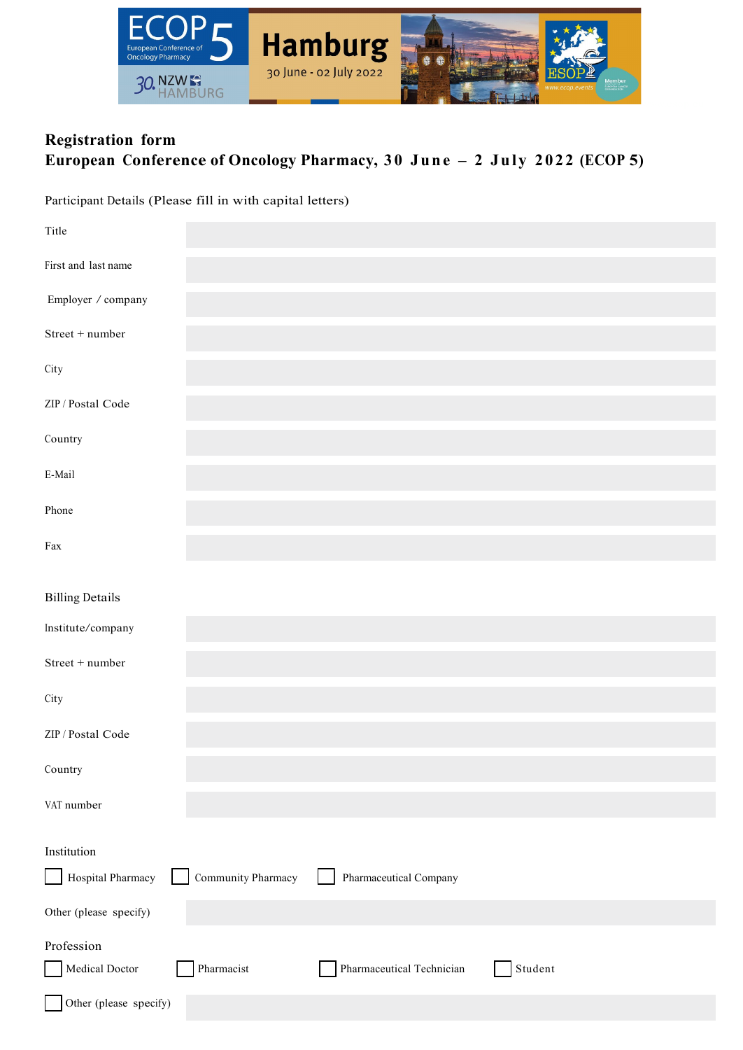ECOP 5 European Conference of Oncology Pharmacy — Hamburg 30 June - 02 July 2022 — 30. NZW HAMBURG — ESOP www.ecop.events

# Registration form
## European Conference of Oncology Pharmacy, 30 June – 2 July 2022 (ECOP 5)

Participant Details (Please fill in with capital letters)

| | |
|---|---|
| Title | |
| First and last name | |
| Employer / company | |
| Street + number | |
| City | |
| ZIP / Postal Code | |
| Country | |
| E-Mail | |
| Phone | |
| Fax | |

### Billing Details

| | |
|---|---|
| Institute/company | |
| Street + number | |
| City | |
| ZIP / Postal Code | |
| Country | |
| VAT number | |

### Institution

☐ Hospital Pharmacy ☐ Community Pharmacy ☐ Pharmaceutical Company

Other (please specify)

### Profession

☐ Medical Doctor ☐ Pharmacist ☐ Pharmaceutical Technician ☐ Student

☐ Other (please specify)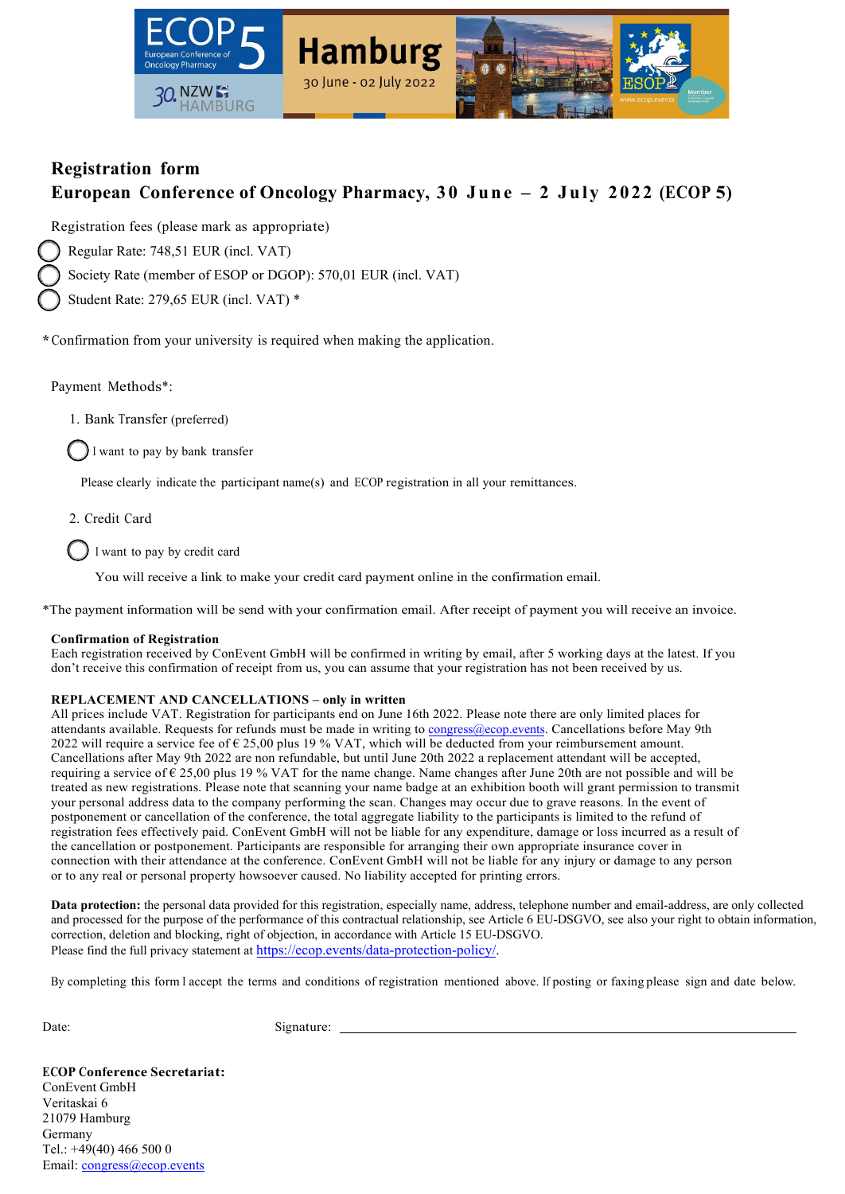## Registration form

## European Conference of Oncology Pharmacy, 30 June – 2 July 2022 (ECOP 5)

Registration fees (please mark as appropriate)

- ◯ Regular Rate: 748,51 EUR (incl. VAT)
- ◯ Society Rate (member of ESOP or DGOP): 570,01 EUR (incl. VAT)
- ◯ Student Rate: 279,65 EUR (incl. VAT) *

*Confirmation from your university is required when making the application.

Payment Methods*:

1. Bank Transfer (preferred)

   ◯ I want to pay by bank transfer

   Please clearly indicate the participant name(s) and ECOP registration in all your remittances.

2. Credit Card

   ◯ I want to pay by credit card

   You will receive a link to make your credit card payment online in the confirmation email.

*The payment information will be send with your confirmation email. After receipt of payment you will receive an invoice.

**Confirmation of Registration**
Each registration received by ConEvent GmbH will be confirmed in writing by email, after 5 working days at the latest. If you don't receive this confirmation of receipt from us, you can assume that your registration has not been received by us.

**REPLACEMENT AND CANCELLATIONS – only in written**
All prices include VAT. Registration for participants end on June 16th 2022. Please note there are only limited places for attendants available. Requests for refunds must be made in writing to congress@ecop.events. Cancellations before May 9th 2022 will require a service fee of € 25,00 plus 19 % VAT, which will be deducted from your reimbursement amount. Cancellations after May 9th 2022 are non refundable, but until June 20th 2022 a replacement attendant will be accepted, requiring a service of € 25,00 plus 19 % VAT for the name change. Name changes after June 20th are not possible and will be treated as new registrations. Please note that scanning your name badge at an exhibition booth will grant permission to transmit your personal address data to the company performing the scan. Changes may occur due to grave reasons. In the event of postponement or cancellation of the conference, the total aggregate liability to the participants is limited to the refund of registration fees effectively paid. ConEvent GmbH will not be liable for any expenditure, damage or loss incurred as a result of the cancellation or postponement. Participants are responsible for arranging their own appropriate insurance cover in connection with their attendance at the conference. ConEvent GmbH will not be liable for any injury or damage to any person or to any real or personal property howsoever caused. No liability accepted for printing errors.

**Data protection:** the personal data provided for this registration, especially name, address, telephone number and email-address, are only collected and processed for the purpose of the performance of this contractual relationship, see Article 6 EU-DSGVO, see also your right to obtain information, correction, deletion and blocking, right of objection, in accordance with Article 15 EU-DSGVO.
Please find the full privacy statement at https://ecop.events/data-protection-policy/.

By completing this form I accept the terms and conditions of registration mentioned above. If posting or faxing please sign and date below.

Date: Signature: ____________________________________________

**ECOP Conference Secretariat:**
ConEvent GmbH
Veritaskai 6
21079 Hamburg
Germany
Tel.: +49(40) 466 500 0
Email: congress@ecop.events